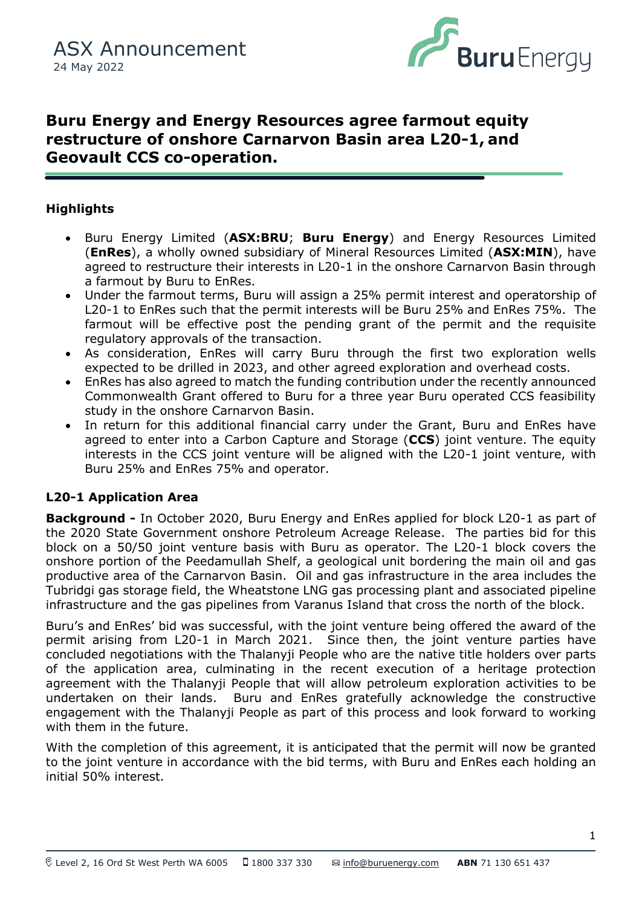ASX Announcement
24 May 2022

# Buru Energy and Energy Resources agree farmout equity restructure of onshore Carnarvon Basin area L20-1, and Geovault CCS co-operation.

## Highlights

- Buru Energy Limited (**ASX:BRU**; **Buru Energy**) and Energy Resources Limited (**EnRes**), a wholly owned subsidiary of Mineral Resources Limited (**ASX:MIN**), have agreed to restructure their interests in L20-1 in the onshore Carnarvon Basin through a farmout by Buru to EnRes.
- Under the farmout terms, Buru will assign a 25% permit interest and operatorship of L20-1 to EnRes such that the permit interests will be Buru 25% and EnRes 75%. The farmout will be effective post the pending grant of the permit and the requisite regulatory approvals of the transaction.
- As consideration, EnRes will carry Buru through the first two exploration wells expected to be drilled in 2023, and other agreed exploration and overhead costs.
- EnRes has also agreed to match the funding contribution under the recently announced Commonwealth Grant offered to Buru for a three year Buru operated CCS feasibility study in the onshore Carnarvon Basin.
- In return for this additional financial carry under the Grant, Buru and EnRes have agreed to enter into a Carbon Capture and Storage (**CCS**) joint venture. The equity interests in the CCS joint venture will be aligned with the L20-1 joint venture, with Buru 25% and EnRes 75% and operator.

## L20-1 Application Area

**Background -** In October 2020, Buru Energy and EnRes applied for block L20-1 as part of the 2020 State Government onshore Petroleum Acreage Release. The parties bid for this block on a 50/50 joint venture basis with Buru as operator. The L20-1 block covers the onshore portion of the Peedamullah Shelf, a geological unit bordering the main oil and gas productive area of the Carnarvon Basin. Oil and gas infrastructure in the area includes the Tubridgi gas storage field, the Wheatstone LNG gas processing plant and associated pipeline infrastructure and the gas pipelines from Varanus Island that cross the north of the block.

Buru's and EnRes' bid was successful, with the joint venture being offered the award of the permit arising from L20-1 in March 2021. Since then, the joint venture parties have concluded negotiations with the Thalanyji People who are the native title holders over parts of the application area, culminating in the recent execution of a heritage protection agreement with the Thalanyji People that will allow petroleum exploration activities to be undertaken on their lands. Buru and EnRes gratefully acknowledge the constructive engagement with the Thalanyji People as part of this process and look forward to working with them in the future.

With the completion of this agreement, it is anticipated that the permit will now be granted to the joint venture in accordance with the bid terms, with Buru and EnRes each holding an initial 50% interest.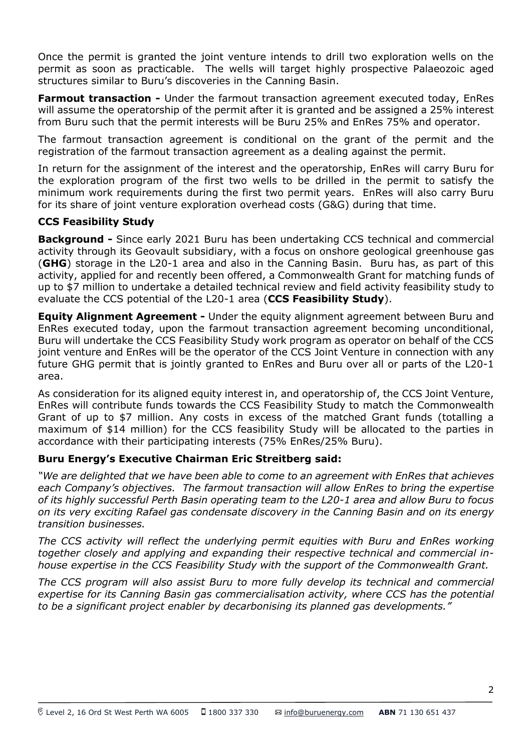Once the permit is granted the joint venture intends to drill two exploration wells on the permit as soon as practicable. The wells will target highly prospective Palaeozoic aged structures similar to Buru's discoveries in the Canning Basin.

**Farmout transaction -** Under the farmout transaction agreement executed today, EnRes will assume the operatorship of the permit after it is granted and be assigned a 25% interest from Buru such that the permit interests will be Buru 25% and EnRes 75% and operator.

The farmout transaction agreement is conditional on the grant of the permit and the registration of the farmout transaction agreement as a dealing against the permit.

In return for the assignment of the interest and the operatorship, EnRes will carry Buru for the exploration program of the first two wells to be drilled in the permit to satisfy the minimum work requirements during the first two permit years. EnRes will also carry Buru for its share of joint venture exploration overhead costs (G&G) during that time.

### CCS Feasibility Study

**Background -** Since early 2021 Buru has been undertaking CCS technical and commercial activity through its Geovault subsidiary, with a focus on onshore geological greenhouse gas (**GHG**) storage in the L20-1 area and also in the Canning Basin. Buru has, as part of this activity, applied for and recently been offered, a Commonwealth Grant for matching funds of up to $7 million to undertake a detailed technical review and field activity feasibility study to evaluate the CCS potential of the L20-1 area (**CCS Feasibility Study**).

**Equity Alignment Agreement -** Under the equity alignment agreement between Buru and EnRes executed today, upon the farmout transaction agreement becoming unconditional, Buru will undertake the CCS Feasibility Study work program as operator on behalf of the CCS joint venture and EnRes will be the operator of the CCS Joint Venture in connection with any future GHG permit that is jointly granted to EnRes and Buru over all or parts of the L20-1 area.

As consideration for its aligned equity interest in, and operatorship of, the CCS Joint Venture, EnRes will contribute funds towards the CCS Feasibility Study to match the Commonwealth Grant of up to $7 million. Any costs in excess of the matched Grant funds (totalling a maximum of $14 million) for the CCS feasibility Study will be allocated to the parties in accordance with their participating interests (75% EnRes/25% Buru).

### Buru Energy's Executive Chairman Eric Streitberg said:

*"We are delighted that we have been able to come to an agreement with EnRes that achieves each Company's objectives. The farmout transaction will allow EnRes to bring the expertise of its highly successful Perth Basin operating team to the L20-1 area and allow Buru to focus on its very exciting Rafael gas condensate discovery in the Canning Basin and on its energy transition businesses.*

*The CCS activity will reflect the underlying permit equities with Buru and EnRes working together closely and applying and expanding their respective technical and commercial in-house expertise in the CCS Feasibility Study with the support of the Commonwealth Grant.*

*The CCS program will also assist Buru to more fully develop its technical and commercial expertise for its Canning Basin gas commercialisation activity, where CCS has the potential to be a significant project enabler by decarbonising its planned gas developments."*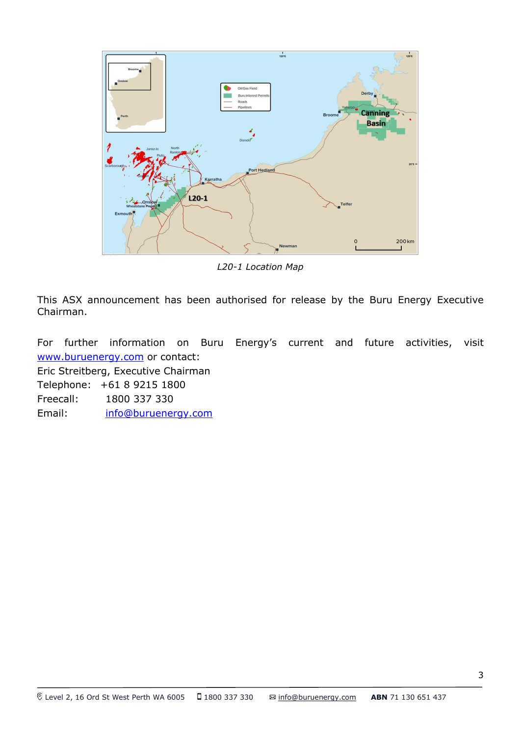*L20-1 Location Map*

This ASX announcement has been authorised for release by the Buru Energy Executive Chairman.

For further information on Buru Energy's current and future activities, visit [www.buruenergy.com](http://www.buruenergy.com) or contact:
Eric Streitberg, Executive Chairman
Telephone: +61 8 9215 1800
Freecall: 1800 337 330
Email: [info@buruenergy.com](mailto:info@buruenergy.com)